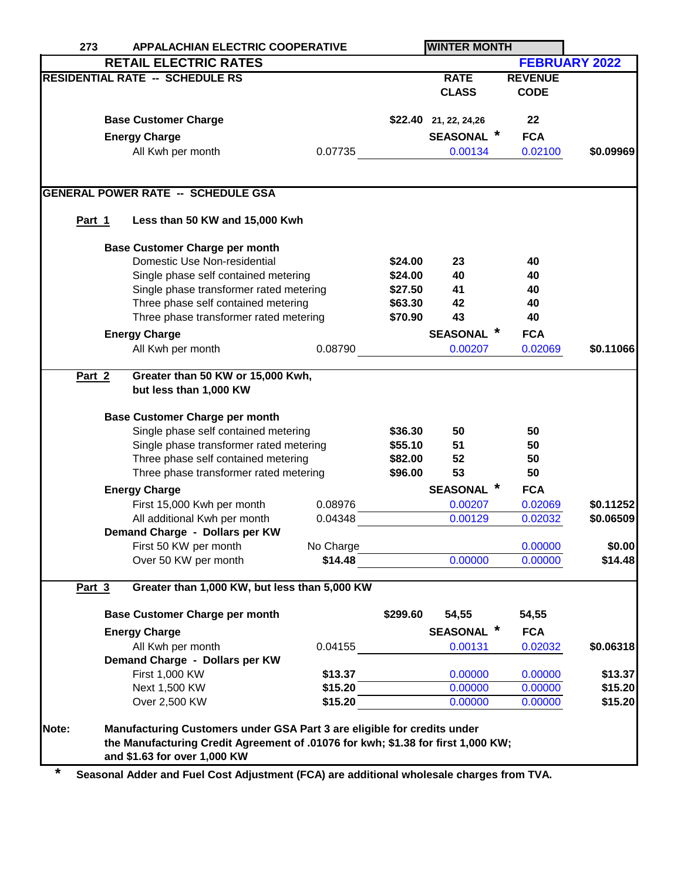**273 APPALACHIAN ELECTRIC COOPERATIVE** | **WINTER MONTH**

## RETAIL ELECTRIC RATES — FEBRUARY 2022

### RESIDENTIAL RATE -- SCHEDULE RS

| | | | RATE CLASS | REVENUE CODE | |
|---|---|---|---|---|---|
| **Base Customer Charge** | | $22.40 | 21, 22, 24,26 | 22 | |
| **Energy Charge** | | | SEASONAL * | FCA | |
| All Kwh per month | 0.07735 | | 0.00134 | 0.02100 | $0.09969 |

### GENERAL POWER RATE -- SCHEDULE GSA

**Part 1** **Less than 50 KW and 15,000 Kwh**

| | | | | | |
|---|---|---|---|---|---|
| **Base Customer Charge per month** | | | | | |
| Domestic Use Non-residential | | $24.00 | 23 | 40 | |
| Single phase self contained metering | | $24.00 | 40 | 40 | |
| Single phase transformer rated metering | | $27.50 | 41 | 40 | |
| Three phase self contained metering | | $63.30 | 42 | 40 | |
| Three phase transformer rated metering | | $70.90 | 43 | 40 | |
| **Energy Charge** | | | SEASONAL * | FCA | |
| All Kwh per month | 0.08790 | | 0.00207 | 0.02069 | $0.11066 |

**Part 2** **Greater than 50 KW or 15,000 Kwh, but less than 1,000 KW**

| | | | | | |
|---|---|---|---|---|---|
| **Base Customer Charge per month** | | | | | |
| Single phase self contained metering | | $36.30 | 50 | 50 | |
| Single phase transformer rated metering | | $55.10 | 51 | 50 | |
| Three phase self contained metering | | $82.00 | 52 | 50 | |
| Three phase transformer rated metering | | $96.00 | 53 | 50 | |
| **Energy Charge** | | | SEASONAL * | FCA | |
| First 15,000 Kwh per month | 0.08976 | | 0.00207 | 0.02069 | $0.11252 |
| All additional Kwh per month | 0.04348 | | 0.00129 | 0.02032 | $0.06509 |
| **Demand Charge - Dollars per KW** | | | | | |
| First 50 KW per month | No Charge | | | 0.00000 | $0.00 |
| Over 50 KW per month | $14.48 | | 0.00000 | 0.00000 | $14.48 |

**Part 3** **Greater than 1,000 KW, but less than 5,000 KW**

| | | | | | |
|---|---|---|---|---|---|
| **Base Customer Charge per month** | | $299.60 | 54,55 | 54,55 | |
| **Energy Charge** | | | SEASONAL * | FCA | |
| All Kwh per month | 0.04155 | | 0.00131 | 0.02032 | $0.06318 |
| **Demand Charge - Dollars per KW** | | | | | |
| First 1,000 KW | $13.37 | | 0.00000 | 0.00000 | $13.37 |
| Next 1,500 KW | $15.20 | | 0.00000 | 0.00000 | $15.20 |
| Over 2,500 KW | $15.20 | | 0.00000 | 0.00000 | $15.20 |

**Note:** **Manufacturing Customers under GSA Part 3 are eligible for credits under the Manufacturing Credit Agreement of .01076 for kwh; $1.38 for first 1,000 KW; and $1.63 for over 1,000 KW**

\* **Seasonal Adder and Fuel Cost Adjustment (FCA) are additional wholesale charges from TVA.**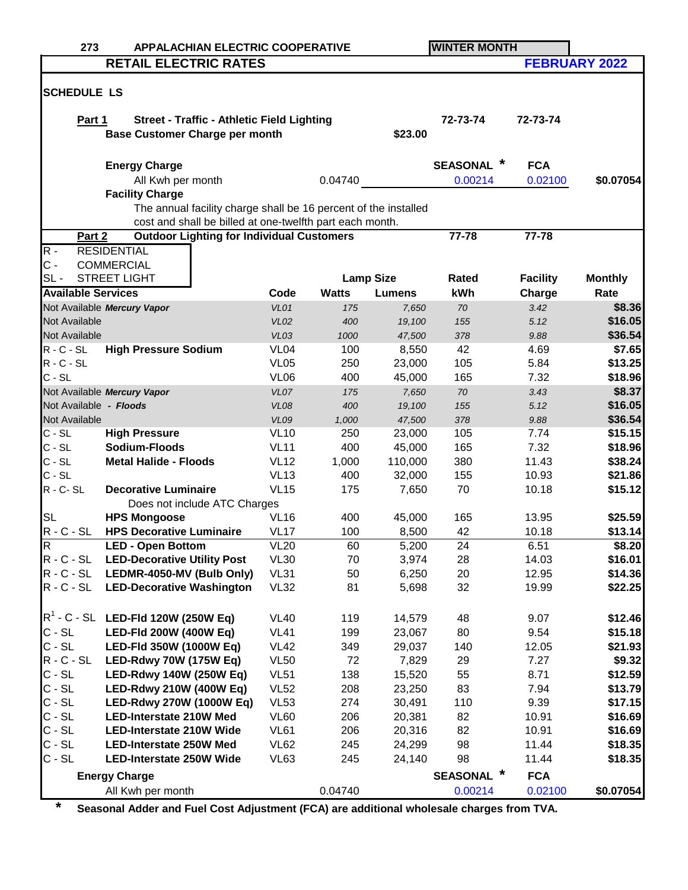273 APPALACHIAN ELECTRIC COOPERATIVE — WINTER MONTH

# RETAIL ELECTRIC RATES — FEBRUARY 2022

## SCHEDULE LS

**Part 1** **Street - Traffic - Athletic Field Lighting** — 72-73-74 | 72-73-74

**Base Customer Charge per month** $23.00

| Energy Charge | | SEASONAL * | FCA | |
|---|---|---|---|---|
| All Kwh per month | 0.04740 | 0.00214 | 0.02100 | $0.07054 |

**Facility Charge**

The annual facility charge shall be 16 percent of the installed cost and shall be billed at one-twelfth part each month.

**Part 2** **Outdoor Lighting for Individual Customers** — 77-78 | 77-78

R - RESIDENTIAL
C - COMMERCIAL
SL - STREET LIGHT

| Available Services | | Code | Lamp Size Watts | Lamp Size Lumens | Rated kWh | Facility Charge | Monthly Rate |
|---|---|---|---|---|---|---|---|
| Not Available | *Mercury Vapor* | *VL01* | *175* | *7,650* | *70* | *3.42* | $8.36 |
| Not Available | | *VL02* | *400* | *19,100* | *155* | *5.12* | $16.05 |
| Not Available | | *VL03* | *1000* | *47,500* | *378* | *9.88* | $36.54 |
| R - C - SL | **High Pressure Sodium** | VL04 | 100 | 8,550 | 42 | 4.69 | $7.65 |
| R - C - SL | | VL05 | 250 | 23,000 | 105 | 5.84 | $13.25 |
| C - SL | | VL06 | 400 | 45,000 | 165 | 7.32 | $18.96 |
| Not Available | *Mercury Vapor* | *VL07* | *175* | *7,650* | *70* | *3.43* | $8.37 |
| Not Available | *- Floods* | *VL08* | *400* | *19,100* | *155* | *5.12* | $16.05 |
| Not Available | | *VL09* | *1,000* | *47,500* | *378* | *9.88* | $36.54 |
| C - SL | **High Pressure** | VL10 | 250 | 23,000 | 105 | 7.74 | $15.15 |
| C - SL | **Sodium-Floods** | VL11 | 400 | 45,000 | 165 | 7.32 | $18.96 |
| C - SL | **Metal Halide - Floods** | VL12 | 1,000 | 110,000 | 380 | 11.43 | $38.24 |
| C - SL | | VL13 | 400 | 32,000 | 155 | 10.93 | $21.86 |
| R - C- SL | **Decorative Luminaire** (Does not include ATC Charges) | VL15 | 175 | 7,650 | 70 | 10.18 | $15.12 |
| SL | **HPS Mongoose** | VL16 | 400 | 45,000 | 165 | 13.95 | $25.59 |
| R - C - SL | **HPS Decorative Luminaire** | VL17 | 100 | 8,500 | 42 | 10.18 | $13.14 |
| R | **LED - Open Bottom** | VL20 | 60 | 5,200 | 24 | 6.51 | $8.20 |
| R - C - SL | **LED-Decorative Utility Post** | VL30 | 70 | 3,974 | 28 | 14.03 | $16.01 |
| R - C - SL | **LEDMR-4050-MV (Bulb Only)** | VL31 | 50 | 6,250 | 20 | 12.95 | $14.36 |
| R - C - SL | **LED-Decorative Washington** | VL32 | 81 | 5,698 | 32 | 19.99 | $22.25 |
| R[1] - C - SL | **LED-Fld 120W (250W Eq)** | VL40 | 119 | 14,579 | 48 | 9.07 | $12.46 |
| C - SL | **LED-Fld 200W (400W Eq)** | VL41 | 199 | 23,067 | 80 | 9.54 | $15.18 |
| C - SL | **LED-Fld 350W (1000W Eq)** | VL42 | 349 | 29,037 | 140 | 12.05 | $21.93 |
| R - C - SL | **LED-Rdwy 70W (175W Eq)** | VL50 | 72 | 7,829 | 29 | 7.27 | $9.32 |
| C - SL | **LED-Rdwy 140W (250W Eq)** | VL51 | 138 | 15,520 | 55 | 8.71 | $12.59 |
| C - SL | **LED-Rdwy 210W (400W Eq)** | VL52 | 208 | 23,250 | 83 | 7.94 | $13.79 |
| C - SL | **LED-Rdwy 270W (1000W Eq)** | VL53 | 274 | 30,491 | 110 | 9.39 | $17.15 |
| C - SL | **LED-Interstate 210W Med** | VL60 | 206 | 20,381 | 82 | 10.91 | $16.69 |
| C - SL | **LED-Interstate 210W Wide** | VL61 | 206 | 20,316 | 82 | 10.91 | $16.69 |
| C - SL | **LED-Interstate 250W Med** | VL62 | 245 | 24,299 | 98 | 11.44 | $18.35 |
| C - SL | **LED-Interstate 250W Wide** | VL63 | 245 | 24,140 | 98 | 11.44 | $18.35 |

| Energy Charge | | SEASONAL * | FCA | |
|---|---|---|---|---|
| All Kwh per month | 0.04740 | 0.00214 | 0.02100 | $0.07054 |

\* **Seasonal Adder and Fuel Cost Adjustment (FCA) are additional wholesale charges from TVA.**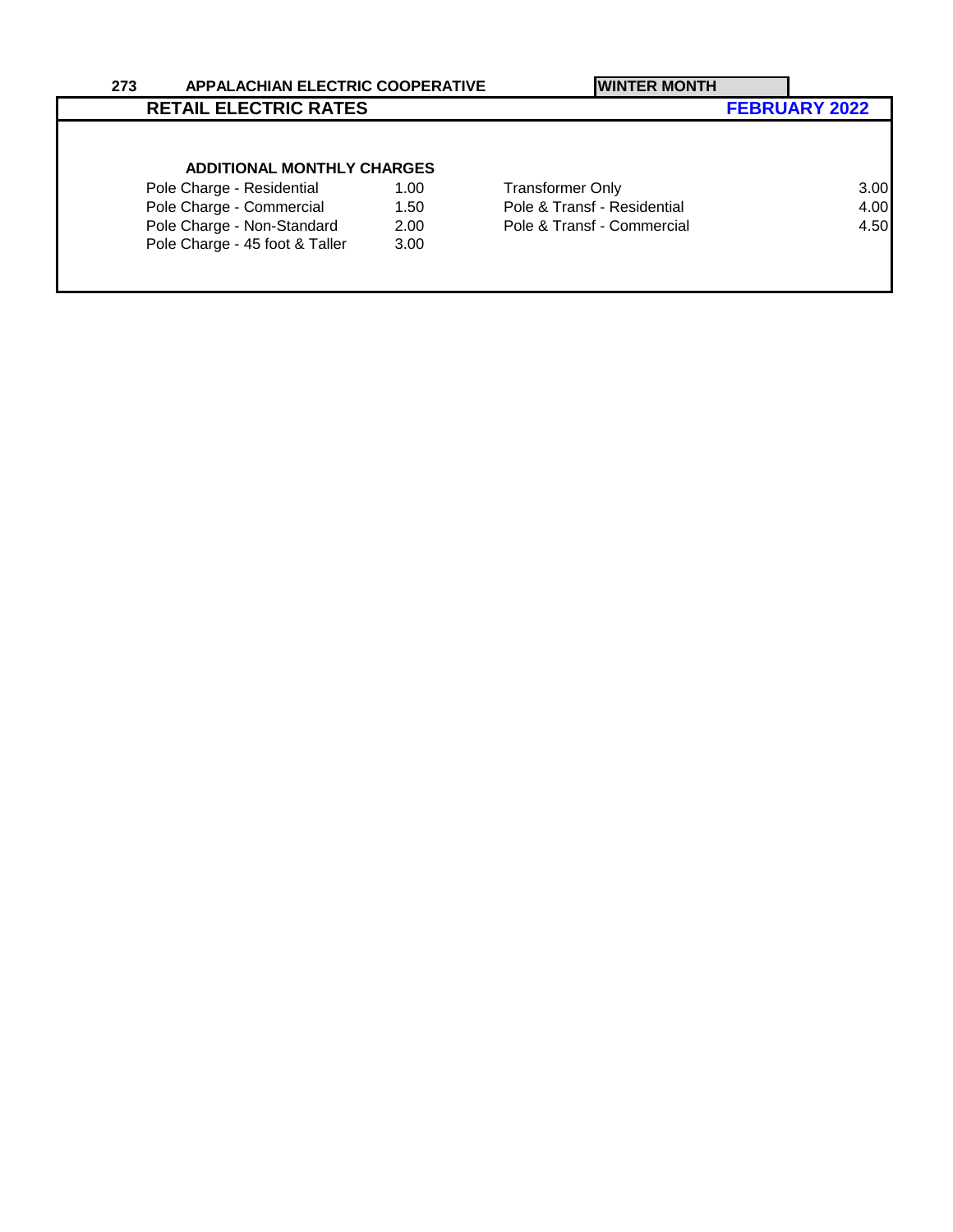**273 APPALACHIAN ELECTRIC COOPERATIVE** **WINTER MONTH**

## RETAIL ELECTRIC RATES

**FEBRUARY 2022**

### ADDITIONAL MONTHLY CHARGES

| | | | |
|---|---|---|---|
| Pole Charge - Residential | 1.00 | Transformer Only | 3.00 |
| Pole Charge - Commercial | 1.50 | Pole & Transf - Residential | 4.00 |
| Pole Charge - Non-Standard | 2.00 | Pole & Transf - Commercial | 4.50 |
| Pole Charge - 45 foot & Taller | 3.00 | | |